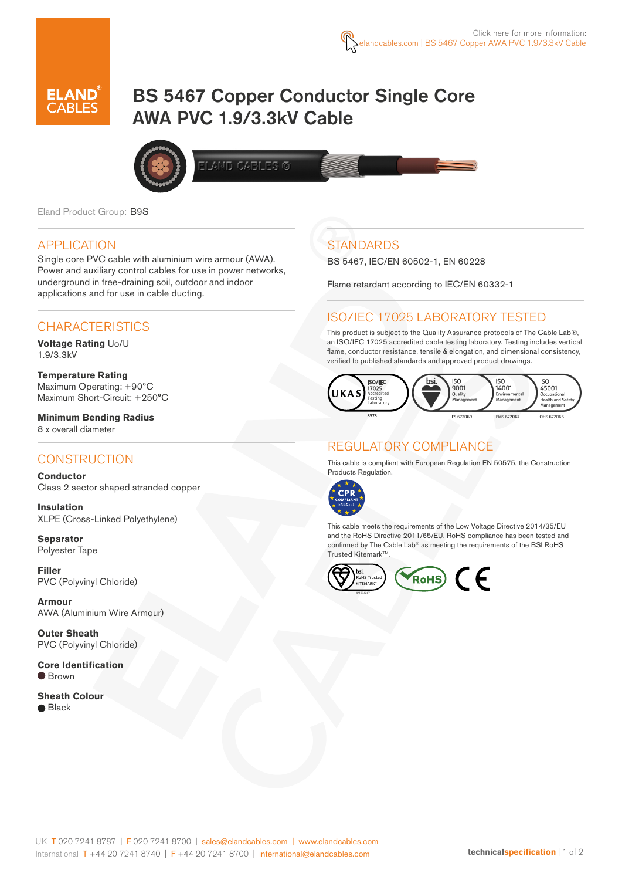Click here for more information: elandcables.com | BS 5467 Copper AWA PVC 1.9/3.3kV Cable

# BS 5467 Copper Conductor Single Core AWA PVC 1.9/3.3kV Cable

Eland Product Group: B9S

## APPLICATION

Single core PVC cable with aluminium wire armour (AWA). Power and auxiliary control cables for use in power networks, underground in free-draining soil, outdoor and indoor applications and for use in cable ducting.

## CHARACTERISTICS

**Voltage Rating** Uo/U
1.9/3.3kV

**Temperature Rating**
Maximum Operating: +90°C
Maximum Short-Circuit: +250°C

**Minimum Bending Radius**
8 x overall diameter

## CONSTRUCTION

**Conductor**
Class 2 sector shaped stranded copper

**Insulation**
XLPE (Cross-Linked Polyethylene)

**Separator**
Polyester Tape

**Filler**
PVC (Polyvinyl Chloride)

**Armour**
AWA (Aluminium Wire Armour)

**Outer Sheath**
PVC (Polyvinyl Chloride)

**Core Identification**
● Brown

**Sheath Colour**
● Black

## STANDARDS

BS 5467, IEC/EN 60502-1, EN 60228

Flame retardant according to IEC/EN 60332-1

## ISO/IEC 17025 LABORATORY TESTED

This product is subject to the Quality Assurance protocols of The Cable Lab®, an ISO/IEC 17025 accredited cable testing laboratory. Testing includes vertical flame, conductor resistance, tensile & elongation, and dimensional consistency, verified to published standards and approved product drawings.

UKAS ISO/IEC 17025 Accredited Testing Laboratory 8578 | bsi. ISO 9001 Quality Management FS 672069 | ISO 14001 Environmental Management EMS 672067 | ISO 45001 Occupational Health and Safety Management OHS 672066

## REGULATORY COMPLIANCE

This cable is compliant with European Regulation EN 50575, the Construction Products Regulation.

CPR COMPLIANT EN 50575

This cable meets the requirements of the Low Voltage Directive 2014/35/EU and the RoHS Directive 2011/65/EU. RoHS compliance has been tested and confirmed by The Cable Lab® as meeting the requirements of the BSI RoHS Trusted Kitemark™.

bsi. RoHS Trusted KITEMARK | RoHS | CE

UK T 020 7241 8787 | F 020 7241 8700 | sales@elandcables.com | www.elandcables.com
International T +44 20 7241 8740 | F +44 20 7241 8700 | international@elandcables.com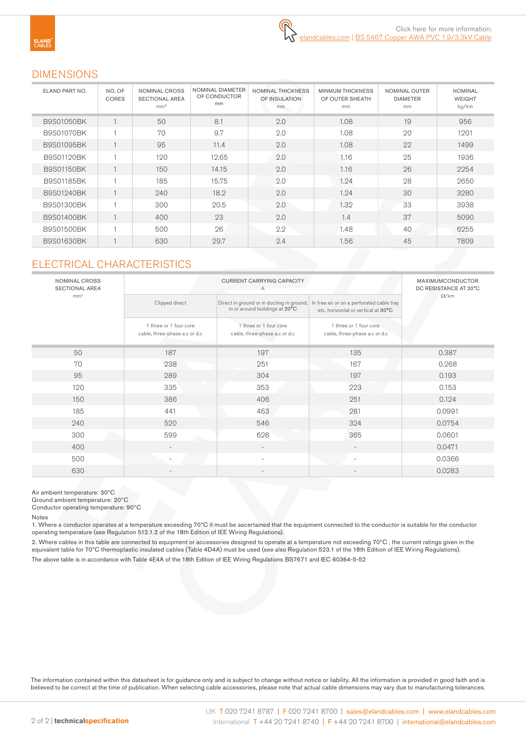Click here for more information: elandcables.com | BS 5467 Copper AWA PVC 1.9/3.3kV Cable

## DIMENSIONS

| ELAND PART NO. | NO. OF CORES | NOMINAL CROSS SECTIONAL AREA mm² | NOMINAL DIAMETER OF CONDUCTOR mm | NOMINAL THICKNESS OF INSULATION mm | MINMUM THICKNESS OF OUTER SHEATH mm | NOMINAL OUTER DIAMETER mm | NOMINAL WEIGHT kg/km |
|---|---|---|---|---|---|---|---|
| B9S01050BK | 1 | 50 | 8.1 | 2.0 | 1.08 | 19 | 956 |
| B9S01070BK | 1 | 70 | 9.7 | 2.0 | 1.08 | 20 | 1201 |
| B9S01095BK | 1 | 95 | 11.4 | 2.0 | 1.08 | 22 | 1499 |
| B9S01120BK | 1 | 120 | 12.65 | 2.0 | 1.16 | 25 | 1936 |
| B9S01150BK | 1 | 150 | 14.15 | 2.0 | 1.16 | 26 | 2254 |
| B9S01185BK | 1 | 185 | 15.75 | 2.0 | 1.24 | 28 | 2650 |
| B9S01240BK | 1 | 240 | 18.2 | 2.0 | 1.24 | 30 | 3280 |
| B9S01300BK | 1 | 300 | 20.5 | 2.0 | 1.32 | 33 | 3938 |
| B9S01400BK | 1 | 400 | 23 | 2.0 | 1.4 | 37 | 5090 |
| B9S01500BK | 1 | 500 | 26 | 2.2 | 1.48 | 40 | 6255 |
| B9S01630BK | 1 | 630 | 29.7 | 2.4 | 1.56 | 45 | 7809 |

## ELECTRICAL CHARACTERISTICS

| NOMINAL CROSS SECTIONAL AREA mm² | CURRENT CARRYING CAPACITY A | | | MAXIMUMCONDUCTOR DC RESISTANCE AT 20°C Ω/km |
|---|---|---|---|---|
| | Clipped direct | Direct in ground or in ducting in ground, in or around buildings at 20°C | In free air or on a perforated cable tray etc, horizontal or vertical at 30°C | |
| | 1 three or 1 four core cable, three-phase a.c or d.c | 1 three or 1 four core cable, three-phase a.c or d.c | 1 three or 1 four core cable, three-phase a.c or d.c | |
| 50 | 187 | 197 | 135 | 0.387 |
| 70 | 238 | 251 | 167 | 0.268 |
| 95 | 289 | 304 | 197 | 0.193 |
| 120 | 335 | 353 | 223 | 0.153 |
| 150 | 386 | 406 | 251 | 0.124 |
| 185 | 441 | 463 | 281 | 0.0991 |
| 240 | 520 | 546 | 324 | 0.0754 |
| 300 | 599 | 628 | 365 | 0.0601 |
| 400 | - | - | - | 0.0471 |
| 500 | - | - | - | 0.0366 |
| 630 | - | - | - | 0.0283 |

Air ambient temperature: 30°C
Ground ambient temperature: 20°C
Conductor operating temperature: 90°C

Notes

1. Where a conductor operates at a temperature exceeding 70°C it must be ascertained that the equipment connected to the conductor is suitable for the conductor operating temperature (see Regulation 512.1.2 of the 18th Edition of IEE Wiring Regulations).

2. Where cables in this table are connected to equipment or accessories designed to operate at a temperature not exceeding 70°C , the current ratings given in the equivalent table for 70°C thermoplastic insulated cables (Table 4D4A) must be used (see also Regulation 523.1 of the 18th Edition of IEE Wiring Regulations).

The above table is in accordance with Table 4E4A of the 18th Edition of IEE Wiring Regulations BS7671 and IEC 60364-5-52

The information contained within this datasheet is for guidance only and is subject to change without notice or liability. All the information is provided in good faith and is believed to be correct at the time of publication. When selecting cable accessories, please note that actual cable dimensions may vary due to manufacturing tolerances.

UK T 020 7241 8787 | F 020 7241 8700 | sales@elandcables.com | www.elandcables.com
International T +44 20 7241 8740 | F +44 20 7241 8700 | international@elandcables.com